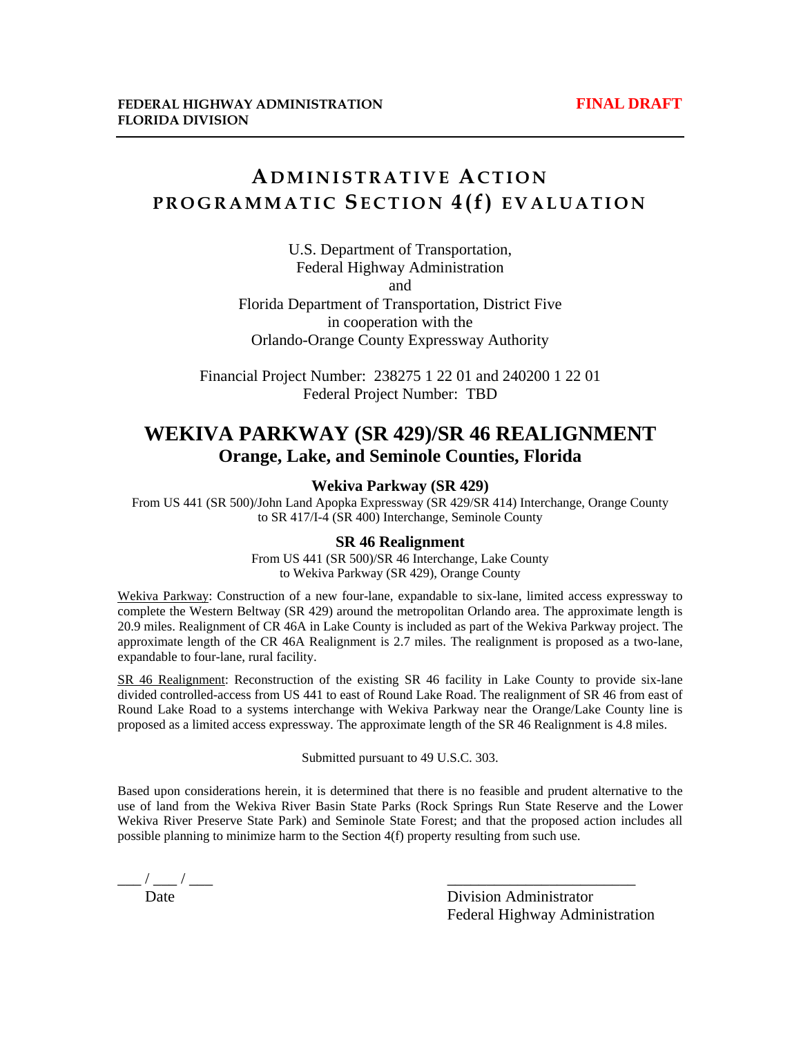**FEDERAL HIGHWAY ADMINISTRATION**
**FLORIDA DIVISION**

**FINAL DRAFT**

# ADMINISTRATIVE ACTION PROGRAMMATIC SECTION 4(f) EVALUATION

U.S. Department of Transportation,
Federal Highway Administration
and
Florida Department of Transportation, District Five
in cooperation with the
Orlando-Orange County Expressway Authority

Financial Project Number: 238275 1 22 01 and 240200 1 22 01
Federal Project Number: TBD

# WEKIVA PARKWAY (SR 429)/SR 46 REALIGNMENT

## Orange, Lake, and Seminole Counties, Florida

### Wekiva Parkway (SR 429)

From US 441 (SR 500)/John Land Apopka Expressway (SR 429/SR 414) Interchange, Orange County to SR 417/I-4 (SR 400) Interchange, Seminole County

### SR 46 Realignment

From US 441 (SR 500)/SR 46 Interchange, Lake County to Wekiva Parkway (SR 429), Orange County

Wekiva Parkway: Construction of a new four-lane, expandable to six-lane, limited access expressway to complete the Western Beltway (SR 429) around the metropolitan Orlando area. The approximate length is 20.9 miles. Realignment of CR 46A in Lake County is included as part of the Wekiva Parkway project. The approximate length of the CR 46A Realignment is 2.7 miles. The realignment is proposed as a two-lane, expandable to four-lane, rural facility.

SR 46 Realignment: Reconstruction of the existing SR 46 facility in Lake County to provide six-lane divided controlled-access from US 441 to east of Round Lake Road. The realignment of SR 46 from east of Round Lake Road to a systems interchange with Wekiva Parkway near the Orange/Lake County line is proposed as a limited access expressway. The approximate length of the SR 46 Realignment is 4.8 miles.

Submitted pursuant to 49 U.S.C. 303.

Based upon considerations herein, it is determined that there is no feasible and prudent alternative to the use of land from the Wekiva River Basin State Parks (Rock Springs Run State Reserve and the Lower Wekiva River Preserve State Park) and Seminole State Forest; and that the proposed action includes all possible planning to minimize harm to the Section 4(f) property resulting from such use.

\_\_\_ / \_\_\_ / \_\_\_
Date

\_\_\_\_\_\_\_\_\_\_\_\_\_\_\_\_\_\_\_\_\_\_\_\_
Division Administrator
Federal Highway Administration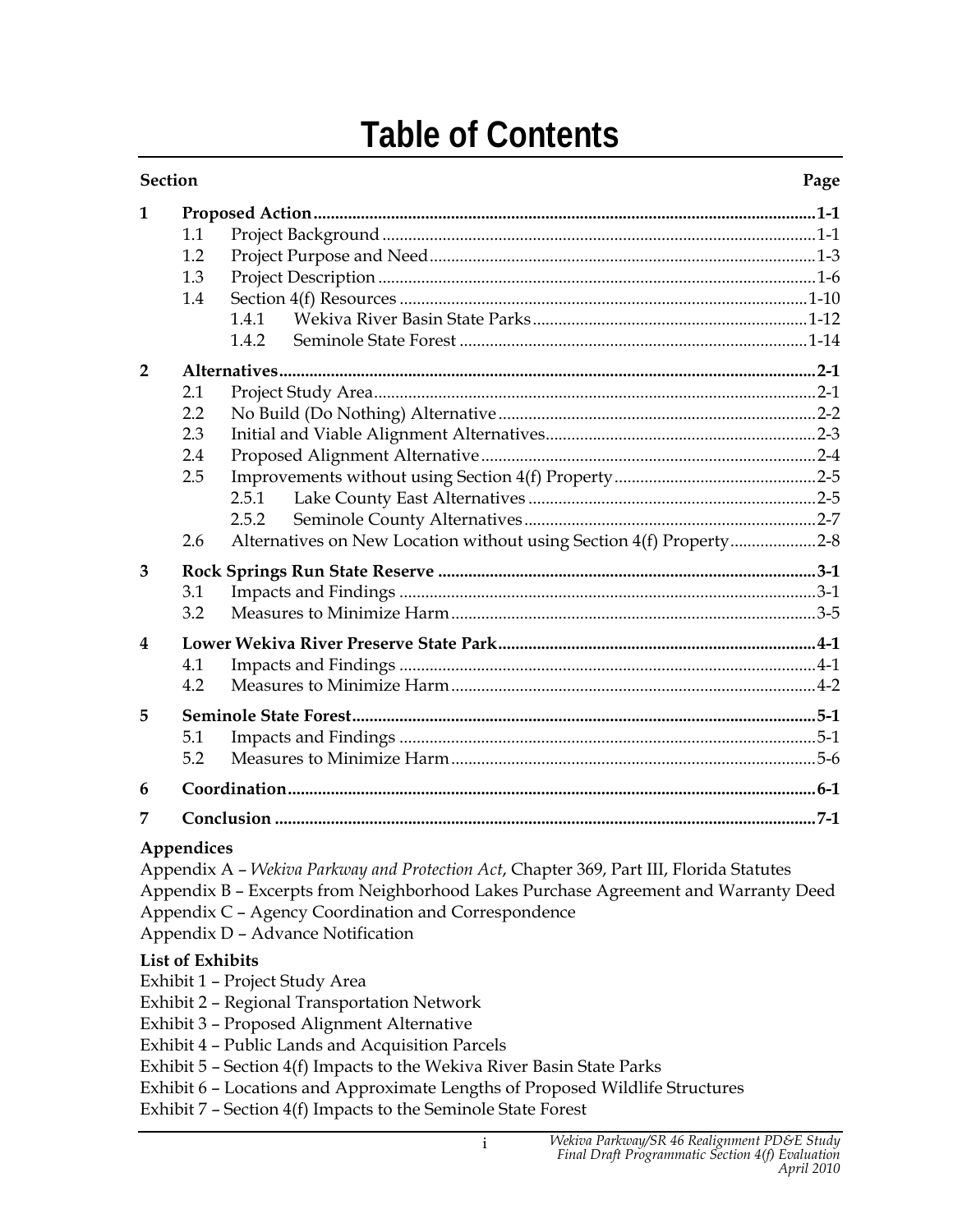# Table of Contents

| Section | | | Page |
|---|---|---|---|
| **1** | **Proposed Action** | | **1-1** |
| | 1.1 | Project Background | 1-1 |
| | 1.2 | Project Purpose and Need | 1-3 |
| | 1.3 | Project Description | 1-6 |
| | 1.4 | Section 4(f) Resources | 1-10 |
| | | 1.4.1 Wekiva River Basin State Parks | 1-12 |
| | | 1.4.2 Seminole State Forest | 1-14 |
| **2** | **Alternatives** | | **2-1** |
| | 2.1 | Project Study Area | 2-1 |
| | 2.2 | No Build (Do Nothing) Alternative | 2-2 |
| | 2.3 | Initial and Viable Alignment Alternatives | 2-3 |
| | 2.4 | Proposed Alignment Alternative | 2-4 |
| | 2.5 | Improvements without using Section 4(f) Property | 2-5 |
| | | 2.5.1 Lake County East Alternatives | 2-5 |
| | | 2.5.2 Seminole County Alternatives | 2-7 |
| | 2.6 | Alternatives on New Location without using Section 4(f) Property | 2-8 |
| **3** | **Rock Springs Run State Reserve** | | **3-1** |
| | 3.1 | Impacts and Findings | 3-1 |
| | 3.2 | Measures to Minimize Harm | 3-5 |
| **4** | **Lower Wekiva River Preserve State Park** | | **4-1** |
| | 4.1 | Impacts and Findings | 4-1 |
| | 4.2 | Measures to Minimize Harm | 4-2 |
| **5** | **Seminole State Forest** | | **5-1** |
| | 5.1 | Impacts and Findings | 5-1 |
| | 5.2 | Measures to Minimize Harm | 5-6 |
| **6** | **Coordination** | | **6-1** |
| **7** | **Conclusion** | | **7-1** |

**Appendices**

Appendix A – *Wekiva Parkway and Protection Act*, Chapter 369, Part III, Florida Statutes
Appendix B – Excerpts from Neighborhood Lakes Purchase Agreement and Warranty Deed
Appendix C – Agency Coordination and Correspondence
Appendix D – Advance Notification

**List of Exhibits**

Exhibit 1 – Project Study Area
Exhibit 2 – Regional Transportation Network
Exhibit 3 – Proposed Alignment Alternative
Exhibit 4 – Public Lands and Acquisition Parcels
Exhibit 5 – Section 4(f) Impacts to the Wekiva River Basin State Parks
Exhibit 6 – Locations and Approximate Lengths of Proposed Wildlife Structures
Exhibit 7 – Section 4(f) Impacts to the Seminole State Forest